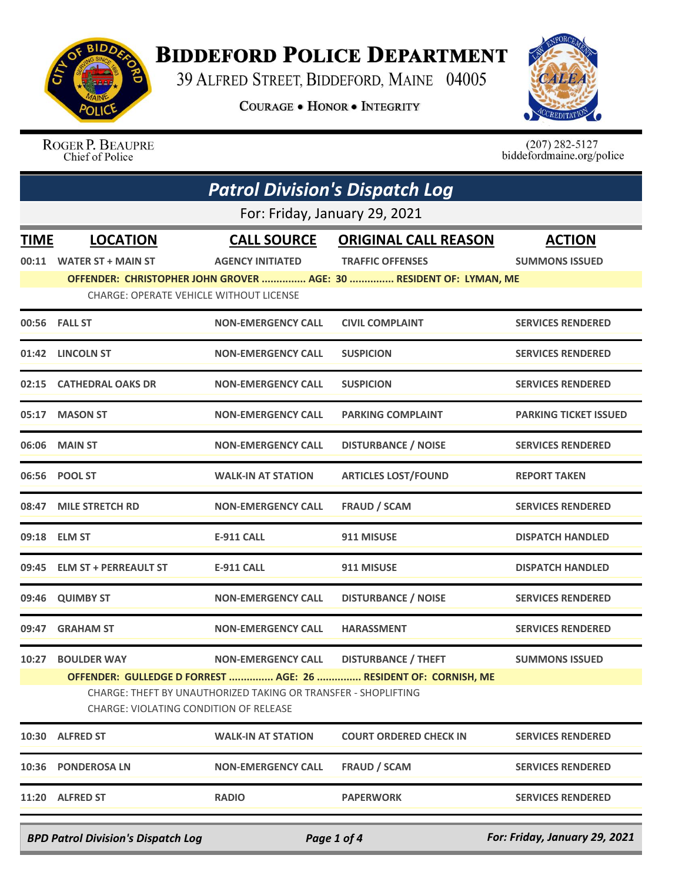# Biddeford Police Department

39 Alfred Street, Biddeford, Maine 04005

Courage • Honor • Integrity

Roger P. Beaupre
Chief of Police

(207) 282-5127
biddefordmaine.org/police

## Patrol Division's Dispatch Log

For: Friday, January 29, 2021

| TIME | LOCATION | CALL SOURCE | ORIGINAL CALL REASON | ACTION |
|---|---|---|---|---|
| 00:11 | WATER ST + MAIN ST | AGENCY INITIATED | TRAFFIC OFFENSES | SUMMONS ISSUED |
| | OFFENDER: CHRISTOPHER JOHN GROVER ............... AGE: 30 ............... RESIDENT OF: LYMAN, ME | | | |
| | CHARGE: OPERATE VEHICLE WITHOUT LICENSE | | | |
| 00:56 | FALL ST | NON-EMERGENCY CALL | CIVIL COMPLAINT | SERVICES RENDERED |
| 01:42 | LINCOLN ST | NON-EMERGENCY CALL | SUSPICION | SERVICES RENDERED |
| 02:15 | CATHEDRAL OAKS DR | NON-EMERGENCY CALL | SUSPICION | SERVICES RENDERED |
| 05:17 | MASON ST | NON-EMERGENCY CALL | PARKING COMPLAINT | PARKING TICKET ISSUED |
| 06:06 | MAIN ST | NON-EMERGENCY CALL | DISTURBANCE / NOISE | SERVICES RENDERED |
| 06:56 | POOL ST | WALK-IN AT STATION | ARTICLES LOST/FOUND | REPORT TAKEN |
| 08:47 | MILE STRETCH RD | NON-EMERGENCY CALL | FRAUD / SCAM | SERVICES RENDERED |
| 09:18 | ELM ST | E-911 CALL | 911 MISUSE | DISPATCH HANDLED |
| 09:45 | ELM ST + PERREAULT ST | E-911 CALL | 911 MISUSE | DISPATCH HANDLED |
| 09:46 | QUIMBY ST | NON-EMERGENCY CALL | DISTURBANCE / NOISE | SERVICES RENDERED |
| 09:47 | GRAHAM ST | NON-EMERGENCY CALL | HARASSMENT | SERVICES RENDERED |
| 10:27 | BOULDER WAY | NON-EMERGENCY CALL | DISTURBANCE / THEFT | SUMMONS ISSUED |
| | OFFENDER: GULLEDGE D FORREST ............... AGE: 26 ............... RESIDENT OF: CORNISH, ME | | | |
| | CHARGE: THEFT BY UNAUTHORIZED TAKING OR TRANSFER - SHOPLIFTING | | | |
| | CHARGE: VIOLATING CONDITION OF RELEASE | | | |
| 10:30 | ALFRED ST | WALK-IN AT STATION | COURT ORDERED CHECK IN | SERVICES RENDERED |
| 10:36 | PONDEROSA LN | NON-EMERGENCY CALL | FRAUD / SCAM | SERVICES RENDERED |
| 11:20 | ALFRED ST | RADIO | PAPERWORK | SERVICES RENDERED |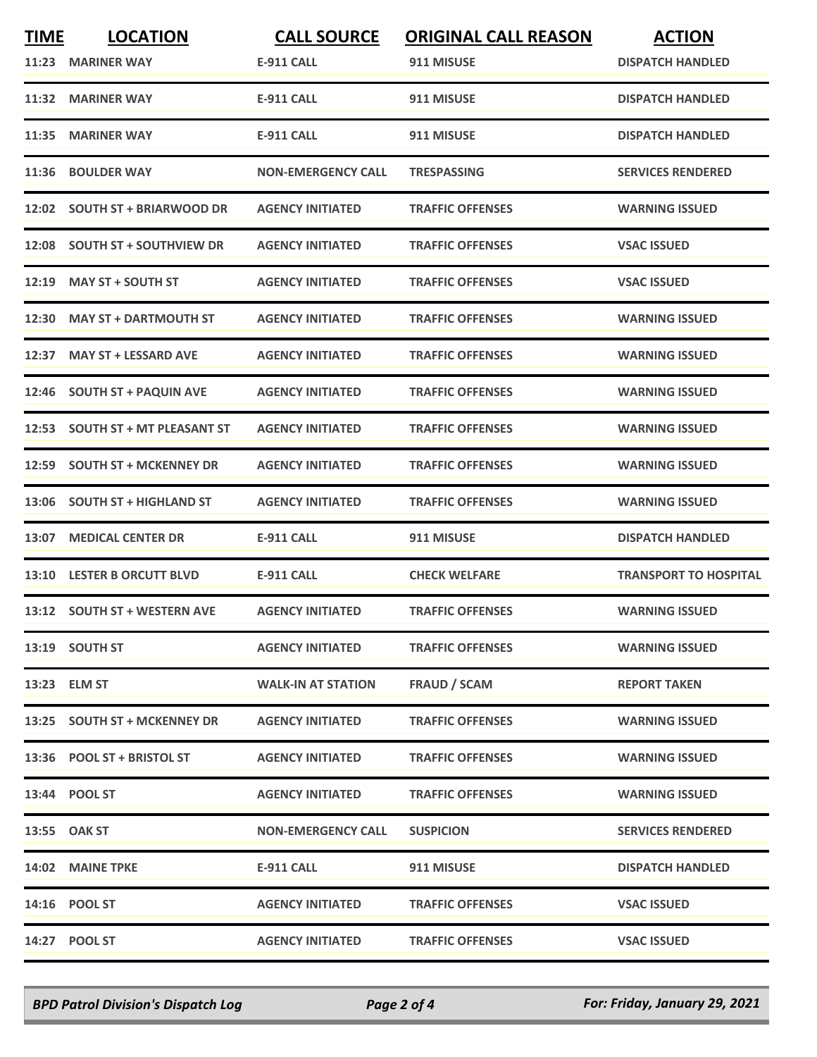| TIME | LOCATION | CALL SOURCE | ORIGINAL CALL REASON | ACTION |
|---|---|---|---|---|
| 11:23 | MARINER WAY | E-911 CALL | 911 MISUSE | DISPATCH HANDLED |
| 11:32 | MARINER WAY | E-911 CALL | 911 MISUSE | DISPATCH HANDLED |
| 11:35 | MARINER WAY | E-911 CALL | 911 MISUSE | DISPATCH HANDLED |
| 11:36 | BOULDER WAY | NON-EMERGENCY CALL | TRESPASSING | SERVICES RENDERED |
| 12:02 | SOUTH ST + BRIARWOOD DR | AGENCY INITIATED | TRAFFIC OFFENSES | WARNING ISSUED |
| 12:08 | SOUTH ST + SOUTHVIEW DR | AGENCY INITIATED | TRAFFIC OFFENSES | VSAC ISSUED |
| 12:19 | MAY ST + SOUTH ST | AGENCY INITIATED | TRAFFIC OFFENSES | VSAC ISSUED |
| 12:30 | MAY ST + DARTMOUTH ST | AGENCY INITIATED | TRAFFIC OFFENSES | WARNING ISSUED |
| 12:37 | MAY ST + LESSARD AVE | AGENCY INITIATED | TRAFFIC OFFENSES | WARNING ISSUED |
| 12:46 | SOUTH ST + PAQUIN AVE | AGENCY INITIATED | TRAFFIC OFFENSES | WARNING ISSUED |
| 12:53 | SOUTH ST + MT PLEASANT ST | AGENCY INITIATED | TRAFFIC OFFENSES | WARNING ISSUED |
| 12:59 | SOUTH ST + MCKENNEY DR | AGENCY INITIATED | TRAFFIC OFFENSES | WARNING ISSUED |
| 13:06 | SOUTH ST + HIGHLAND ST | AGENCY INITIATED | TRAFFIC OFFENSES | WARNING ISSUED |
| 13:07 | MEDICAL CENTER DR | E-911 CALL | 911 MISUSE | DISPATCH HANDLED |
| 13:10 | LESTER B ORCUTT BLVD | E-911 CALL | CHECK WELFARE | TRANSPORT TO HOSPITAL |
| 13:12 | SOUTH ST + WESTERN AVE | AGENCY INITIATED | TRAFFIC OFFENSES | WARNING ISSUED |
| 13:19 | SOUTH ST | AGENCY INITIATED | TRAFFIC OFFENSES | WARNING ISSUED |
| 13:23 | ELM ST | WALK-IN AT STATION | FRAUD / SCAM | REPORT TAKEN |
| 13:25 | SOUTH ST + MCKENNEY DR | AGENCY INITIATED | TRAFFIC OFFENSES | WARNING ISSUED |
| 13:36 | POOL ST + BRISTOL ST | AGENCY INITIATED | TRAFFIC OFFENSES | WARNING ISSUED |
| 13:44 | POOL ST | AGENCY INITIATED | TRAFFIC OFFENSES | WARNING ISSUED |
| 13:55 | OAK ST | NON-EMERGENCY CALL | SUSPICION | SERVICES RENDERED |
| 14:02 | MAINE TPKE | E-911 CALL | 911 MISUSE | DISPATCH HANDLED |
| 14:16 | POOL ST | AGENCY INITIATED | TRAFFIC OFFENSES | VSAC ISSUED |
| 14:27 | POOL ST | AGENCY INITIATED | TRAFFIC OFFENSES | VSAC ISSUED |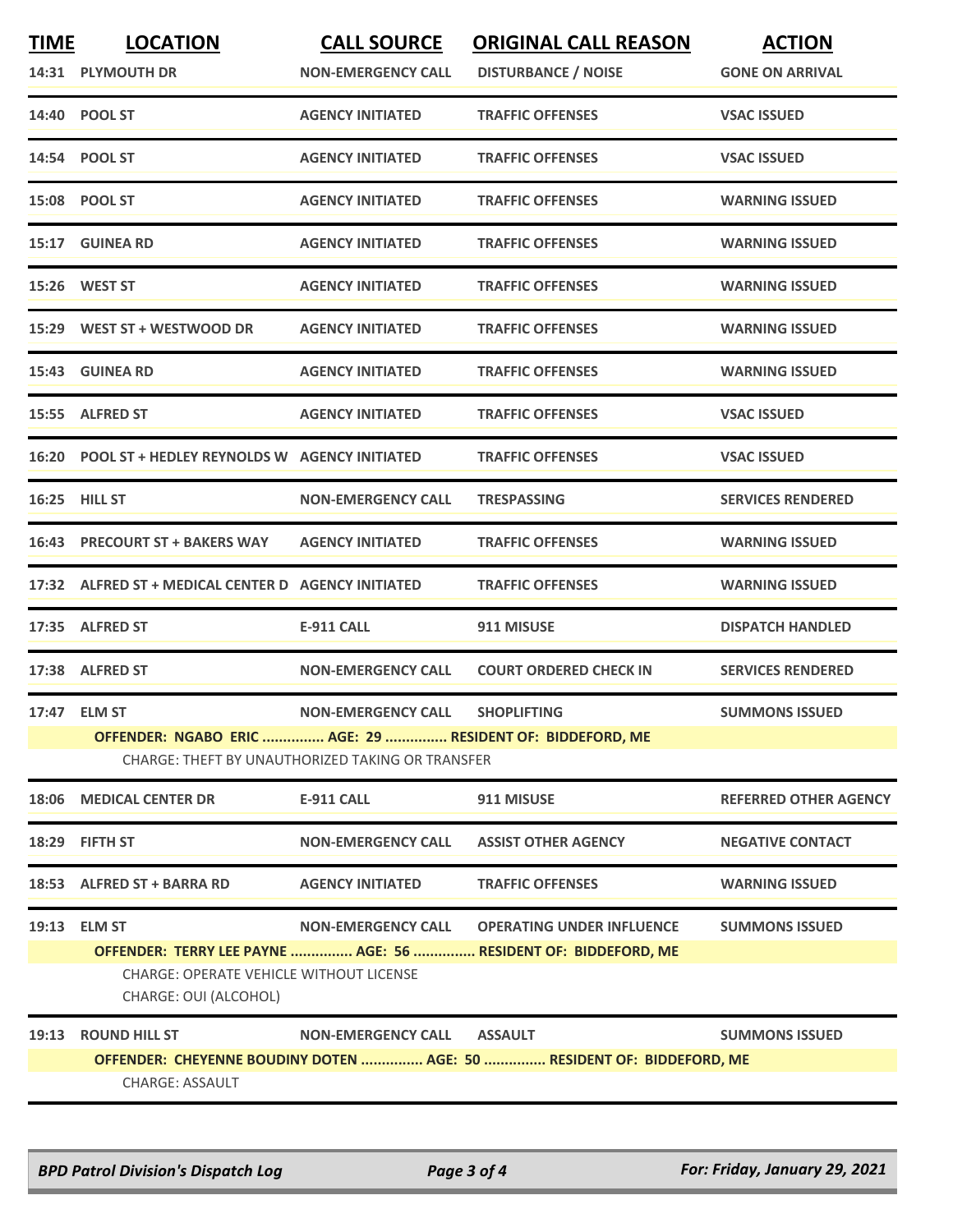| TIME | LOCATION | CALL SOURCE | ORIGINAL CALL REASON | ACTION |
|---|---|---|---|---|
| 14:31 | PLYMOUTH DR | NON-EMERGENCY CALL | DISTURBANCE / NOISE | GONE ON ARRIVAL |
| 14:40 | POOL ST | AGENCY INITIATED | TRAFFIC OFFENSES | VSAC ISSUED |
| 14:54 | POOL ST | AGENCY INITIATED | TRAFFIC OFFENSES | VSAC ISSUED |
| 15:08 | POOL ST | AGENCY INITIATED | TRAFFIC OFFENSES | WARNING ISSUED |
| 15:17 | GUINEA RD | AGENCY INITIATED | TRAFFIC OFFENSES | WARNING ISSUED |
| 15:26 | WEST ST | AGENCY INITIATED | TRAFFIC OFFENSES | WARNING ISSUED |
| 15:29 | WEST ST + WESTWOOD DR | AGENCY INITIATED | TRAFFIC OFFENSES | WARNING ISSUED |
| 15:43 | GUINEA RD | AGENCY INITIATED | TRAFFIC OFFENSES | WARNING ISSUED |
| 15:55 | ALFRED ST | AGENCY INITIATED | TRAFFIC OFFENSES | VSAC ISSUED |
| 16:20 | POOL ST + HEDLEY REYNOLDS W | AGENCY INITIATED | TRAFFIC OFFENSES | VSAC ISSUED |
| 16:25 | HILL ST | NON-EMERGENCY CALL | TRESPASSING | SERVICES RENDERED |
| 16:43 | PRECOURT ST + BAKERS WAY | AGENCY INITIATED | TRAFFIC OFFENSES | WARNING ISSUED |
| 17:32 | ALFRED ST + MEDICAL CENTER D | AGENCY INITIATED | TRAFFIC OFFENSES | WARNING ISSUED |
| 17:35 | ALFRED ST | E-911 CALL | 911 MISUSE | DISPATCH HANDLED |
| 17:38 | ALFRED ST | NON-EMERGENCY CALL | COURT ORDERED CHECK IN | SERVICES RENDERED |
| 17:47 | ELM ST | NON-EMERGENCY CALL | SHOPLIFTING | SUMMONS ISSUED |
| | OFFENDER: NGABO ERIC ............... AGE: 29 ............... RESIDENT OF: BIDDEFORD, ME | | | |
| | CHARGE: THEFT BY UNAUTHORIZED TAKING OR TRANSFER | | | |
| 18:06 | MEDICAL CENTER DR | E-911 CALL | 911 MISUSE | REFERRED OTHER AGENCY |
| 18:29 | FIFTH ST | NON-EMERGENCY CALL | ASSIST OTHER AGENCY | NEGATIVE CONTACT |
| 18:53 | ALFRED ST + BARRA RD | AGENCY INITIATED | TRAFFIC OFFENSES | WARNING ISSUED |
| 19:13 | ELM ST | NON-EMERGENCY CALL | OPERATING UNDER INFLUENCE | SUMMONS ISSUED |
| | OFFENDER: TERRY LEE PAYNE ............... AGE: 56 ............... RESIDENT OF: BIDDEFORD, ME | | | |
| | CHARGE: OPERATE VEHICLE WITHOUT LICENSE | | | |
| | CHARGE: OUI (ALCOHOL) | | | |
| 19:13 | ROUND HILL ST | NON-EMERGENCY CALL | ASSAULT | SUMMONS ISSUED |
| | OFFENDER: CHEYENNE BOUDINY DOTEN ............... AGE: 50 ............... RESIDENT OF: BIDDEFORD, ME | | | |
| | CHARGE: ASSAULT | | | |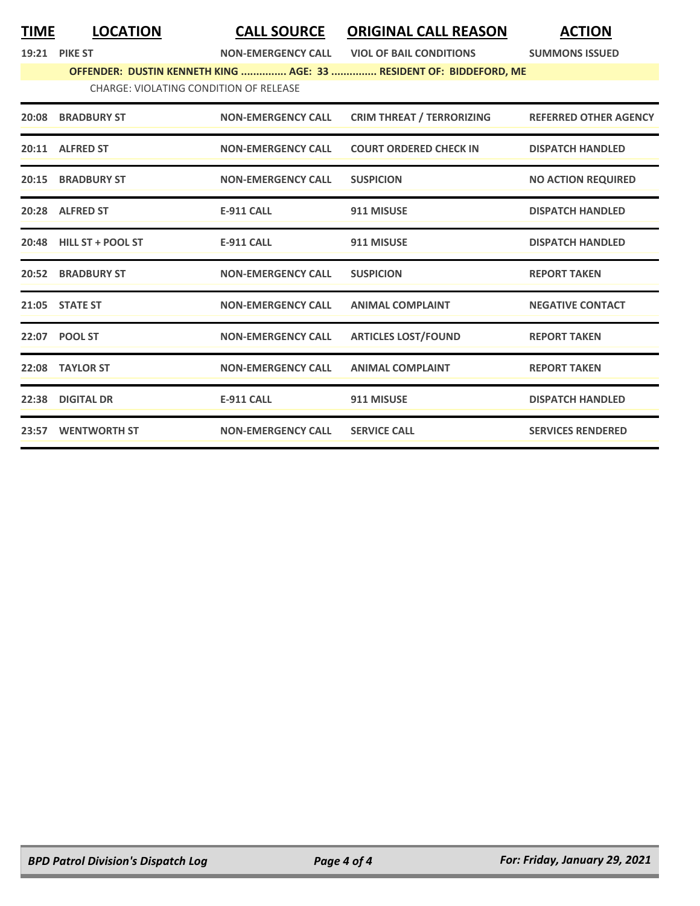| TIME | LOCATION | CALL SOURCE | ORIGINAL CALL REASON | ACTION |
|---|---|---|---|---|
| 19:21 | PIKE ST | NON-EMERGENCY CALL | VIOL OF BAIL CONDITIONS | SUMMONS ISSUED |
| | **OFFENDER: DUSTIN KENNETH KING ............... AGE: 33 ............... RESIDENT OF: BIDDEFORD, ME** | | | |
| | CHARGE: VIOLATING CONDITION OF RELEASE | | | |
| 20:08 | BRADBURY ST | NON-EMERGENCY CALL | CRIM THREAT / TERRORIZING | REFERRED OTHER AGENCY |
| 20:11 | ALFRED ST | NON-EMERGENCY CALL | COURT ORDERED CHECK IN | DISPATCH HANDLED |
| 20:15 | BRADBURY ST | NON-EMERGENCY CALL | SUSPICION | NO ACTION REQUIRED |
| 20:28 | ALFRED ST | E-911 CALL | 911 MISUSE | DISPATCH HANDLED |
| 20:48 | HILL ST + POOL ST | E-911 CALL | 911 MISUSE | DISPATCH HANDLED |
| 20:52 | BRADBURY ST | NON-EMERGENCY CALL | SUSPICION | REPORT TAKEN |
| 21:05 | STATE ST | NON-EMERGENCY CALL | ANIMAL COMPLAINT | NEGATIVE CONTACT |
| 22:07 | POOL ST | NON-EMERGENCY CALL | ARTICLES LOST/FOUND | REPORT TAKEN |
| 22:08 | TAYLOR ST | NON-EMERGENCY CALL | ANIMAL COMPLAINT | REPORT TAKEN |
| 22:38 | DIGITAL DR | E-911 CALL | 911 MISUSE | DISPATCH HANDLED |
| 23:57 | WENTWORTH ST | NON-EMERGENCY CALL | SERVICE CALL | SERVICES RENDERED |